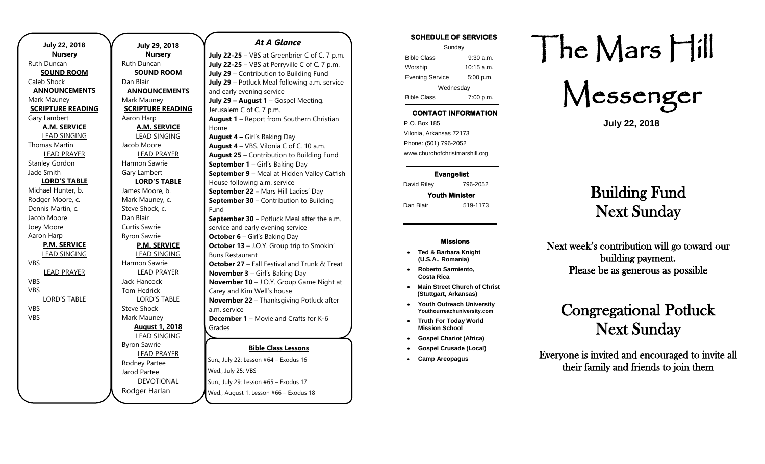**July 22, 2018**

**Nursery**

Ruth Duncan

**SOUND ROOM**

Caleb Shock

**ANNOUNCEMENTS**

Mark Mauney

**SCRIPTURE READING**

Gary Lambert

**A.M. SERVICE**

LEAD SINGING

Thomas Martin

LEAD PRAYER

Stanley Gordon

Jade Smith

**LORD'S TABLE**

Michael Hunter, b.

Rodger Moore, c.

Dennis Martin, c.

Jacob Moore

Joey Moore

Aaron Harp

**P.M. SERVICE**

LEAD SINGING

VBS

LEAD PRAYER

VBS

VBS

LORD'S TABLE

VBS

VBS

**July 29, 2018**

**Nursery**

Ruth Duncan

**SOUND ROOM**

Dan Blair

**ANNOUNCEMENTS**

Mark Mauney

**SCRIPTURE READING**

Aaron Harp

**A.M. SERVICE**

LEAD SINGING

Jacob Moore

LEAD PRAYER

Harmon Sawrie

Gary Lambert

**LORD'S TABLE**

James Moore, b.

Mark Mauney, c.

Steve Shock, c.

Dan Blair

Curtis Sawrie

Byron Sawrie

**P.M. SERVICE**

LEAD SINGING

Harmon Sawrie

LEAD PRAYER

Jack Hancock

Tom Hedrick

LORD'S TABLE

Steve Shock

Mark Mauney

**August 1, 2018**

LEAD SINGING

Byron Sawrie

LEAD PRAYER

Rodney Partee

Jarod Partee

DEVOTIONAL

Rodger Harlan

## *At A Glance*

**July 22-25** – VBS at Greenbrier C of C. 7 p.m.
**July 22-25** – VBS at Perryville C of C. 7 p.m.
**July 29** – Contribution to Building Fund
**July 29** – Potluck Meal following a.m. service and early evening service
**July 29 – August 1** – Gospel Meeting. Jerusalem C of C. 7 p.m.
**August 1** – Report from Southern Christian Home
**August 4 –** Girl's Baking Day
**August 4** – VBS. Vilonia C of C. 10 a.m.
**August 25** – Contribution to Building Fund
**September 1** – Girl's Baking Day
**September 9** – Meal at Hidden Valley Catfish House following a.m. service
**September 22 –** Mars Hill Ladies' Day
**September 30** – Contribution to Building Fund
**September 30** – Potluck Meal after the a.m. service and early evening service
**October 6** – Girl's Baking Day
**October 13** – J.O.Y. Group trip to Smokin' Buns Restaurant
**October 27** – Fall Festival and Trunk & Treat
**November 3** – Girl's Baking Day
**November 10** – J.O.Y. Group Game Night at Carey and Kim Well's house
**November 22** – Thanksgiving Potluck after a.m. service
**December 1** – Movie and Crafts for K-6 Grades

**Bible Class Lessons**

Sun., July 22: Lesson #64 – Exodus 16
Wed., July 25: VBS
Sun., July 29: Lesson #65 – Exodus 17
Wed., August 1: Lesson #66 – Exodus 18

**SCHEDULE OF SERVICES**

| Sunday | |
|---|---|
| Bible Class | 9:30 a.m. |
| Worship | 10:15 a.m. |
| Evening Service | 5:00 p.m. |
| Wednesday | |
| Bible Class | 7:00 p.m. |

**CONTACT INFORMATION**

P.O. Box 185
Vilonia, Arkansas 72173
Phone: (501) 796-2052
www.churchofchristmarshill.org

**Evangelist**

David Riley 796-2052

**Youth Minister**

Dan Blair 519-1173

**Missions**

- **Ted & Barbara Knight (U.S.A., Romania)**
- **Roberto Sarmiento, Costa Rica**
- **Main Street Church of Christ (Stuttgart, Arkansas)**
- **Youth Outreach University** Youthourreachuniversity.com
- **Truth For Today World Mission School**
- **Gospel Chariot (Africa)**
- **Gospel Crusade (Local)**
- **Camp Areopagus**

# The Mars Hill Messenger

**July 22, 2018**

## Building Fund Next Sunday

Next week's contribution will go toward our building payment. Please be as generous as possible

## Congregational Potluck Next Sunday

Everyone is invited and encouraged to invite all their family and friends to join them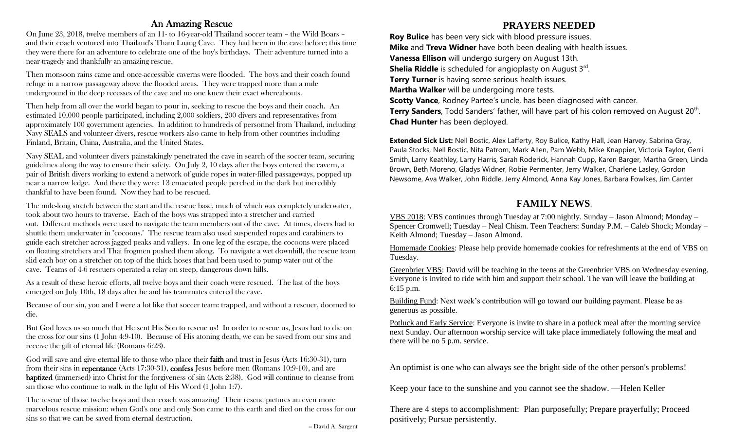# An Amazing Rescue

On June 23, 2018, twelve members of an 11- to 16-year-old Thailand soccer team – the Wild Boars – and their coach ventured into Thailand's Tham Luang Cave. They had been in the cave before; this time they were there for an adventure to celebrate one of the boy's birthdays. Their adventure turned into a near-tragedy and thankfully an amazing rescue.

Then monsoon rains came and once-accessible caverns were flooded. The boys and their coach found refuge in a narrow passageway above the flooded areas. They were trapped more than a mile underground in the deep recesses of the cave and no one knew their exact whereabouts.

Then help from all over the world began to pour in, seeking to rescue the boys and their coach. An estimated 10,000 people participated, including 2,000 soldiers, 200 divers and representatives from approximately 100 government agencies. In addition to hundreds of personnel from Thailand, including Navy SEALS and volunteer divers, rescue workers also came to help from other countries including Finland, Britain, China, Australia, and the United States.

Navy SEAL and volunteer divers painstakingly penetrated the cave in search of the soccer team, securing guidelines along the way to ensure their safety. On July 2, 10 days after the boys entered the cavern, a pair of British divers working to extend a network of guide ropes in water-filled passageways, popped up near a narrow ledge. And there they were: 13 emaciated people perched in the dark but incredibly thankful to have been found. Now they had to be rescued.

The mile-long stretch between the start and the rescue base, much of which was completely underwater, took about two hours to traverse. Each of the boys was strapped into a stretcher and carried out. Different methods were used to navigate the team members out of the cave. At times, divers had to shuttle them underwater in "cocoons." The rescue team also used suspended ropes and carabiners to guide each stretcher across jagged peaks and valleys. In one leg of the escape, the cocoons were placed on floating stretchers and Thai frogmen pushed them along. To navigate a wet downhill, the rescue team slid each boy on a stretcher on top of the thick hoses that had been used to pump water out of the cave. Teams of 4-6 rescuers operated a relay on steep, dangerous down hills.

As a result of these heroic efforts, all twelve boys and their coach were rescued. The last of the boys emerged on July 10th, 18 days after he and his teammates entered the cave.

Because of our sin, you and I were a lot like that soccer team: trapped, and without a rescuer, doomed to die.

But God loves us so much that He sent His Son to rescue us! In order to rescue us, Jesus had to die on the cross for our sins (1 John 4:9-10). Because of His atoning death, we can be saved from our sins and receive the gift of eternal life (Romans 6:23).

God will save and give eternal life to those who place their **faith** and trust in Jesus (Acts 16:30-31), turn from their sins in **repentance** (Acts 17:30-31), **confess** Jesus before men (Romans 10:9-10), and are **baptized** (immersed) into Christ for the forgiveness of sin (Acts 2:38). God will continue to cleanse from sin those who continue to walk in the light of His Word (1 John 1:7).

The rescue of those twelve boys and their coach was amazing! Their rescue pictures an even more marvelous rescue mission: when God's one and only Son came to this earth and died on the cross for our sins so that we can be saved from eternal destruction.

-- David A. Sargent

## PRAYERS NEEDED

**Roy Bulice** has been very sick with blood pressure issues.
**Mike** and **Treva Widner** have both been dealing with health issues.
**Vanessa Ellison** will undergo surgery on August 13th.
**Shelia Riddle** is scheduled for angioplasty on August 3rd.
**Terry Turner** is having some serious health issues.
**Martha Walker** will be undergoing more tests.
**Scotty Vance**, Rodney Partee's uncle, has been diagnosed with cancer.
**Terry Sanders**, Todd Sanders' father, will have part of his colon removed on August 20th.
**Chad Hunter** has been deployed.

**Extended Sick List:** Nell Bostic, Alex Lafferty, Roy Bulice, Kathy Hall, Jean Harvey, Sabrina Gray, Paula Stocks, Nell Bostic, Nita Patrom, Mark Allen, Pam Webb, Mike Knappier, Victoria Taylor, Gerri Smith, Larry Keathley, Larry Harris, Sarah Roderick, Hannah Cupp, Karen Barger, Martha Green, Linda Brown, Beth Moreno, Gladys Widner, Robie Permenter, Jerry Walker, Charlene Lasley, Gordon Newsome, Ava Walker, John Riddle, Jerry Almond, Anna Kay Jones, Barbara Fowlkes, Jim Canter

## FAMILY NEWS.

VBS 2018: VBS continues through Tuesday at 7:00 nightly. Sunday – Jason Almond; Monday – Spencer Cromwell; Tuesday – Neal Chism. Teen Teachers: Sunday P.M. – Caleb Shock; Monday – Keith Almond; Tuesday – Jason Almond.

Homemade Cookies: Please help provide homemade cookies for refreshments at the end of VBS on Tuesday.

Greenbrier VBS: David will be teaching in the teens at the Greenbrier VBS on Wednesday evening. Everyone is invited to ride with him and support their school. The van will leave the building at 6:15 p.m.

Building Fund: Next week's contribution will go toward our building payment. Please be as generous as possible.

Potluck and Early Service: Everyone is invite to share in a potluck meal after the morning service next Sunday. Our afternoon worship service will take place immediately following the meal and there will be no 5 p.m. service.

An optimist is one who can always see the bright side of the other person's problems!

Keep your face to the sunshine and you cannot see the shadow. —Helen Keller

There are 4 steps to accomplishment: Plan purposefully; Prepare prayerfully; Proceed positively; Pursue persistently.